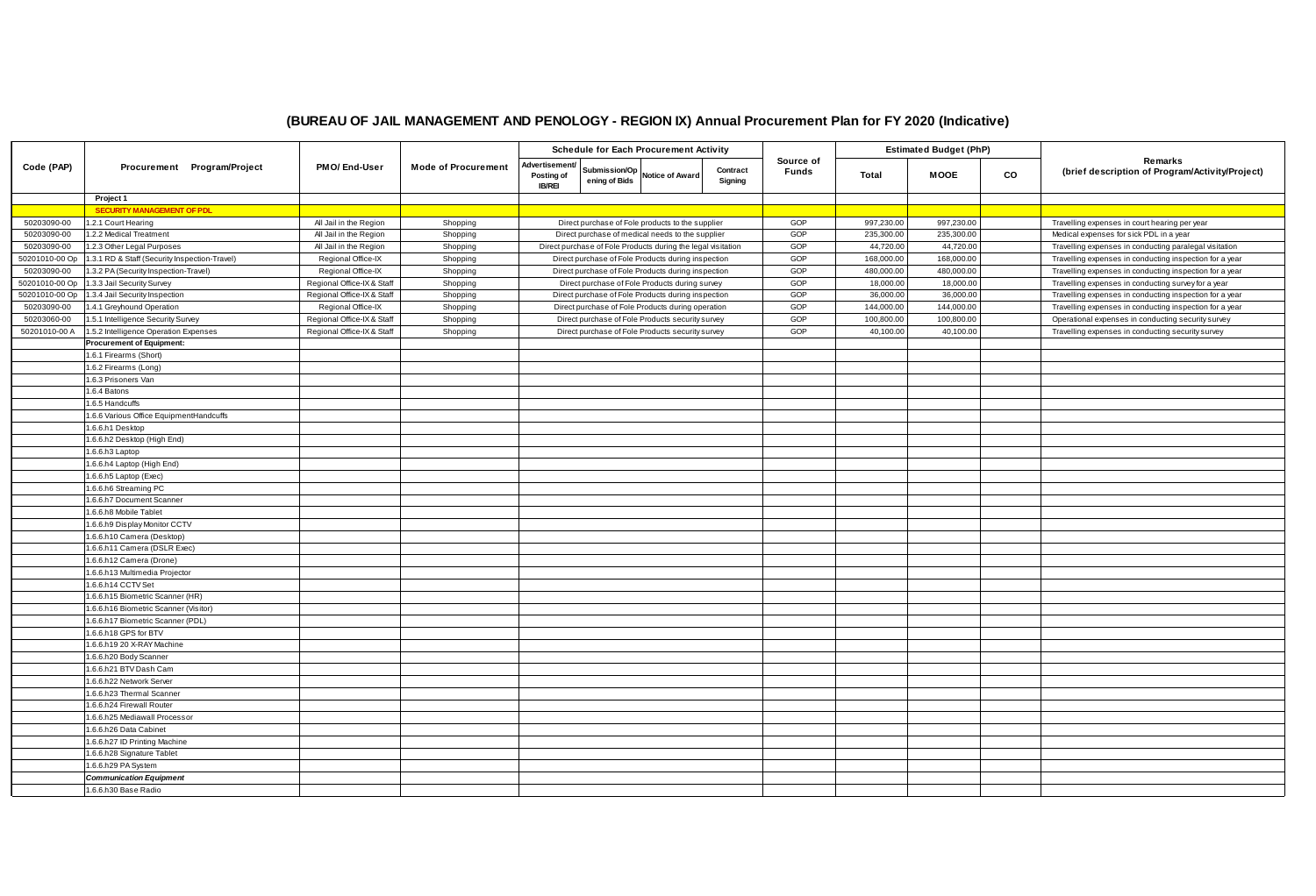# (BUREAU OF JAIL MANAGEMENT AND PENOLOGY - REGION IX) Annual Procurement Plan for FY 2020 (Indicative)

| Code (PAP) | Procurement Program/Project | PMO/ End-User | Mode of Procurement | Schedule for Each Procurement Activity | | | | Source of Funds | Estimated Budget (PhP) | | | Remarks (brief description of Program/Activity/Project) |
|---|---|---|---|---|---|---|---|---|---|---|---|---|
| | | | | Advertisement/ Posting of IB/REI | Submission/Opening of Bids | Notice of Award | Contract Signing | | Total | MOOE | CO | |
| | **Project 1** | | | | | | | | | | | |
| | **SECURITY MANAGEMENT OF PDL** | | | | | | | | | | | |
| 50203090-00 | 1.2.1 Court Hearing | All Jail in the Region | Shopping | Direct purchase of Fole products to the supplier | | | | GOP | 997,230.00 | 997,230.00 | | Travelling expenses in court hearing per year |
| 50203090-00 | 1.2.2 Medical Treatment | All Jail in the Region | Shopping | Direct purchase of medical needs to the supplier | | | | GOP | 235,300.00 | 235,300.00 | | Medical expenses for sick PDL in a year |
| 50203090-00 | 1.2.3 Other Legal Purposes | All Jail in the Region | Shopping | Direct purchase of Fole Products during the legal visitation | | | | GOP | 44,720.00 | 44,720.00 | | Travelling expenses in conducting paralegal visitation |
| 50201010-00 Op | 1.3.1 RD & Staff (Security Inspection-Travel) | Regional Office-IX | Shopping | Direct purchase of Fole Products during inspection | | | | GOP | 168,000.00 | 168,000.00 | | Travelling expenses in conducting inspection for a year |
| 50203090-00 | 1.3.2 PA (Security Inspection-Travel) | Regional Office-IX | Shopping | Direct purchase of Fole Products during inspection | | | | GOP | 480,000.00 | 480,000.00 | | Travelling expenses in conducting inspection for a year |
| 50201010-00 Op | 1.3.3 Jail Security Survey | Regional Office-IX & Staff | Shopping | Direct purchase of Fole Products during survey | | | | GOP | 18,000.00 | 18,000.00 | | Travelling expenses in conducting survey for a year |
| 50201010-00 Op | 1.3.4 Jail Security Inspection | Regional Office-IX & Staff | Shopping | Direct purchase of Fole Products during inspection | | | | GOP | 36,000.00 | 36,000.00 | | Travelling expenses in conducting inspection for a year |
| 50203090-00 | 1.4.1 Greyhound Operation | Regional Office-IX | Shopping | Direct purchase of Fole Products during operation | | | | GOP | 144,000.00 | 144,000.00 | | Travelling expenses in conducting inspection for a year |
| 50203060-00 | 1.5.1 Intelligence Security Survey | Regional Office-IX & Staff | Shopping | Direct purchase of Fole Products security survey | | | | GOP | 100,800.00 | 100,800.00 | | Operational expenses in conducting security survey |
| 50201010-00 A | 1.5.2 Intelligence Operation Expenses | Regional Office-IX & Staff | Shopping | Direct purchase of Fole Products security survey | | | | GOP | 40,100.00 | 40,100.00 | | Travelling expenses in conducting security survey |
| | **Procurement of Equipment:** | | | | | | | | | | | |
| | 1.6.1 Firearms (Short) | | | | | | | | | | | |
| | 1.6.2 Firearms (Long) | | | | | | | | | | | |
| | 1.6.3 Prisoners Van | | | | | | | | | | | |
| | 1.6.4 Batons | | | | | | | | | | | |
| | 1.6.5 Handcuffs | | | | | | | | | | | |
| | 1.6.6 Various Office EquipmentHandcuffs | | | | | | | | | | | |
| | 1.6.6.h1 Desktop | | | | | | | | | | | |
| | 1.6.6.h2 Desktop (High End) | | | | | | | | | | | |
| | 1.6.6.h3 Laptop | | | | | | | | | | | |
| | 1.6.6.h4 Laptop (High End) | | | | | | | | | | | |
| | 1.6.6.h5 Laptop (Exec) | | | | | | | | | | | |
| | 1.6.6.h6 Streaming PC | | | | | | | | | | | |
| | 1.6.6.h7 Document Scanner | | | | | | | | | | | |
| | 1.6.6.h8 Mobile Tablet | | | | | | | | | | | |
| | 1.6.6.h9 Display Monitor CCTV | | | | | | | | | | | |
| | 1.6.6.h10 Camera (Desktop) | | | | | | | | | | | |
| | 1.6.6.h11 Camera (DSLR Exec) | | | | | | | | | | | |
| | 1.6.6.h12 Camera (Drone) | | | | | | | | | | | |
| | 1.6.6.h13 Multimedia Projector | | | | | | | | | | | |
| | 1.6.6.h14 CCTV Set | | | | | | | | | | | |
| | 1.6.6.h15 Biometric Scanner (HR) | | | | | | | | | | | |
| | 1.6.6.h16 Biometric Scanner (Visitor) | | | | | | | | | | | |
| | 1.6.6.h17 Biometric Scanner (PDL) | | | | | | | | | | | |
| | 1.6.6.h18 GPS for BTV | | | | | | | | | | | |
| | 1.6.6.h19 20 X-RAY Machine | | | | | | | | | | | |
| | 1.6.6.h20 Body Scanner | | | | | | | | | | | |
| | 1.6.6.h21 BTV Dash Cam | | | | | | | | | | | |
| | 1.6.6.h22 Network Server | | | | | | | | | | | |
| | 1.6.6.h23 Thermal Scanner | | | | | | | | | | | |
| | 1.6.6.h24 Firewall Router | | | | | | | | | | | |
| | 1.6.6.h25 Mediawall Processor | | | | | | | | | | | |
| | 1.6.6.h26 Data Cabinet | | | | | | | | | | | |
| | 1.6.6.h27 ID Printing Machine | | | | | | | | | | | |
| | 1.6.6.h28 Signature Tablet | | | | | | | | | | | |
| | 1.6.6.h29 PA System | | | | | | | | | | | |
| | ***Communication Equipment*** | | | | | | | | | | | |
| | 1.6.6.h30 Base Radio | | | | | | | | | | | |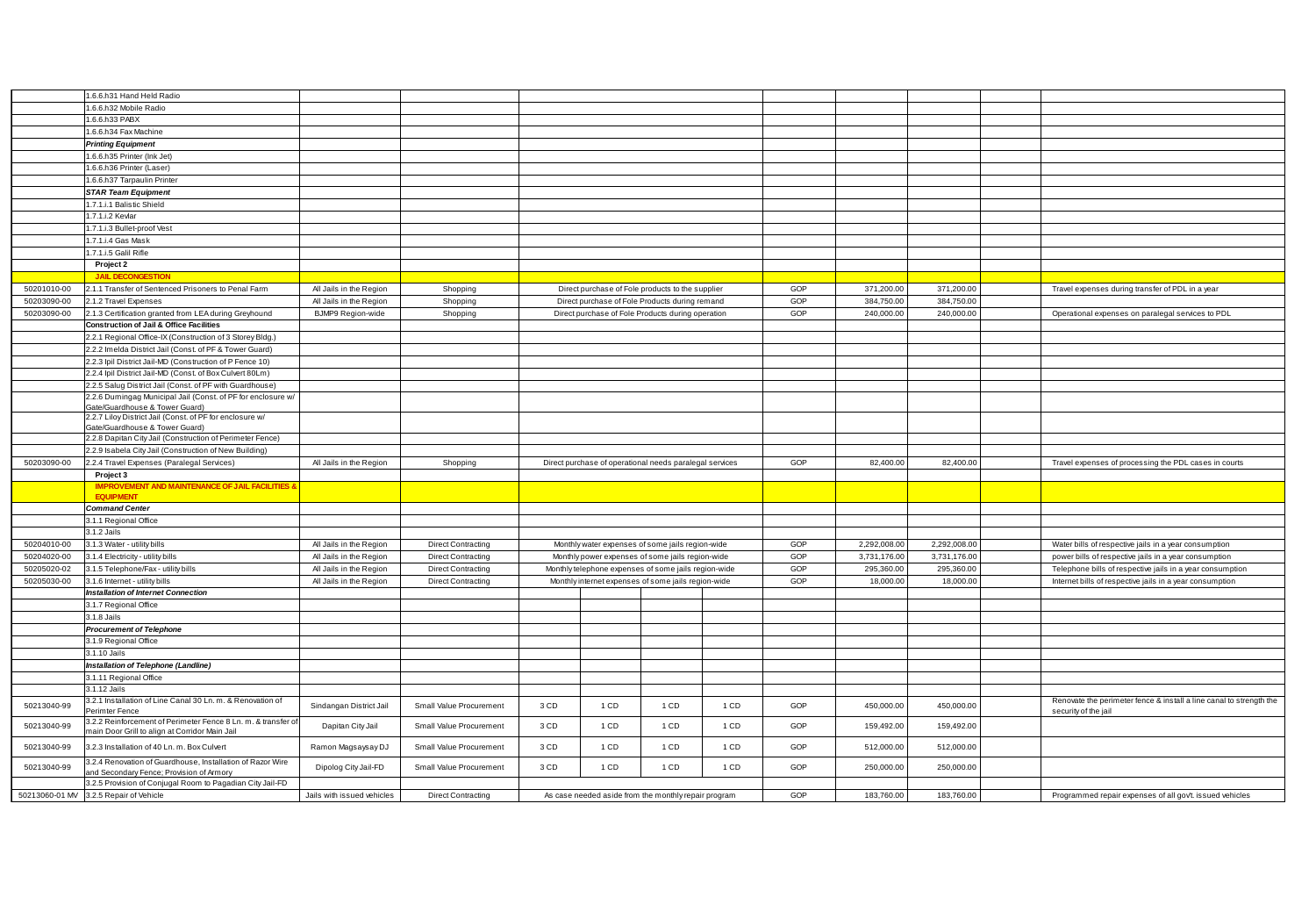| | | | | | | | | | | | | |
|---|---|---|---|---|---|---|---|---|---|---|---|---|
| | 1.6.6.h31 Hand Held Radio | | | | | | | | | | | |
| | 1.6.6.h32 Mobile Radio | | | | | | | | | | | |
| | 1.6.6.h33 PABX | | | | | | | | | | | |
| | 1.6.6.h34 Fax Machine | | | | | | | | | | | |
| | ***Printing Equipment*** | | | | | | | | | | | |
| | 1.6.6.h35 Printer (Ink Jet) | | | | | | | | | | | |
| | 1.6.6.h36 Printer (Laser) | | | | | | | | | | | |
| | 1.6.6.h37 Tarpaulin Printer | | | | | | | | | | | |
| | ***STAR Team Equipment*** | | | | | | | | | | | |
| | 1.7.1.i.1 Balistic Shield | | | | | | | | | | | |
| | 1.7.1.i.2 Kevlar | | | | | | | | | | | |
| | 1.7.1.i.3 Bullet-proof Vest | | | | | | | | | | | |
| | 1.7.1.i.4 Gas Mask | | | | | | | | | | | |
| | 1.7.1.i.5 Galil Rifle | | | | | | | | | | | |
| | **Project 2** | | | | | | | | | | | |
| | **JAIL DECONGESTION** | | | | | | | | | | | |
| 50201010-00 | 2.1.1 Transfer of Sentenced Prisoners to Penal Farm | All Jails in the Region | Shopping | Direct purchase of Fole products to the supplier | | | | GOP | 371,200.00 | 371,200.00 | | Travel expenses during transfer of PDL in a year |
| 50203090-00 | 2.1.2 Travel Expenses | All Jails in the Region | Shopping | Direct purchase of Fole Products during remand | | | | GOP | 384,750.00 | 384,750.00 | | |
| 50203090-00 | 2.1.3 Certification granted from LEA during Greyhound | BJMP9 Region-wide | Shopping | Direct purchase of Fole Products during operation | | | | GOP | 240,000.00 | 240,000.00 | | Operational expenses on paralegal services to PDL |
| | **Construction of Jail & Office Facilities** | | | | | | | | | | | |
| | 2.2.1 Regional Office-IX (Construction of 3 Storey Bldg.) | | | | | | | | | | | |
| | 2.2.2 Imelda District Jail (Const. of PF & Tower Guard) | | | | | | | | | | | |
| | 2.2.3 Ipil District Jail-MD (Construction of P Fence 10) | | | | | | | | | | | |
| | 2.2.4 Ipil District Jail-MD (Const. of Box Culvert 80Lm) | | | | | | | | | | | |
| | 2.2.5 Salug District Jail (Const. of PF with Guardhouse) | | | | | | | | | | | |
| | 2.2.6 Dumingag Municipal Jail (Const. of PF for enclosure w/ Gate/Guardhouse & Tower Guard) | | | | | | | | | | | |
| | 2.2.7 Liloy District Jail (Const. of PF for enclosure w/ Gate/Guardhouse & Tower Guard) | | | | | | | | | | | |
| | 2.2.8 Dapitan City Jail (Construction of Perimeter Fence) | | | | | | | | | | | |
| | 2.2.9 Isabela City Jail (Construction of New Building) | | | | | | | | | | | |
| 50203090-00 | 2.2.4 Travel Expenses (Paralegal Services) | All Jails in the Region | Shopping | Direct purchase of operational needs paralegal services | | | | GOP | 82,400.00 | 82,400.00 | | Travel expenses of processing the PDL cases in courts |
| | **Project 3** | | | | | | | | | | | |
| | **IMPROVEMENT AND MAINTENANCE OF JAIL FACILITIES & EQUIPMENT** | | | | | | | | | | | |
| | ***Command Center*** | | | | | | | | | | | |
| | 3.1.1 Regional Office | | | | | | | | | | | |
| | 3.1.2 Jails | | | | | | | | | | | |
| 50204010-00 | 3.1.3 Water - utility bills | All Jails in the Region | Direct Contracting | Monthly water expenses of some jails region-wide | | | | GOP | 2,292,008.00 | 2,292,008.00 | | Water bills of respective jails in a year consumption |
| 50204020-00 | 3.1.4 Electricity - utility bills | All Jails in the Region | Direct Contracting | Monthly power expenses of some jails region-wide | | | | GOP | 3,731,176.00 | 3,731,176.00 | | power bills of respective jails in a year consumption |
| 50205020-02 | 3.1.5 Telephone/Fax - utility bills | All Jails in the Region | Direct Contracting | Monthly telephone expenses of some jails region-wide | | | | GOP | 295,360.00 | 295,360.00 | | Telephone bills of respective jails in a year consumption |
| 50205030-00 | 3.1.6 Internet - utility bills | All Jails in the Region | Direct Contracting | Monthly internet expenses of some jails region-wide | | | | GOP | 18,000.00 | 18,000.00 | | Internet bills of respective jails in a year consumption |
| | ***Installation of Internet Connection*** | | | | | | | | | | | |
| | 3.1.7 Regional Office | | | | | | | | | | | |
| | 3.1.8 Jails | | | | | | | | | | | |
| | ***Procurement of Telephone*** | | | | | | | | | | | |
| | 3.1.9 Regional Office | | | | | | | | | | | |
| | 3.1.10 Jails | | | | | | | | | | | |
| | ***Installation of Telephone (Landline)*** | | | | | | | | | | | |
| | 3.1.11 Regional Office | | | | | | | | | | | |
| | 3.1.12 Jails | | | | | | | | | | | |
| 50213040-99 | 3.2.1 Installation of Line Canal 30 Ln. m. & Renovation of Perimter Fence | Sindangan District Jail | Small Value Procurement | 3 CD | 1 CD | 1 CD | 1 CD | GOP | 450,000.00 | 450,000.00 | | Renovate the perimeter fence & install a line canal to strength the security of the jail |
| 50213040-99 | 3.2.2 Reinforcement of Perimeter Fence 8 Ln. m. & transfer of main Door Grill to align at Corridor Main Jail | Dapitan City Jail | Small Value Procurement | 3 CD | 1 CD | 1 CD | 1 CD | GOP | 159,492.00 | 159,492.00 | | |
| 50213040-99 | 3.2.3 Installation of 40 Ln. m. Box Culvert | Ramon Magsaysay DJ | Small Value Procurement | 3 CD | 1 CD | 1 CD | 1 CD | GOP | 512,000.00 | 512,000.00 | | |
| 50213040-99 | 3.2.4 Renovation of Guardhouse, Installation of Razor Wire and Secondary Fence; Provision of Armory | Dipolog City Jail-FD | Small Value Procurement | 3 CD | 1 CD | 1 CD | 1 CD | GOP | 250,000.00 | 250,000.00 | | |
| | 3.2.5 Provision of Conjugal Room to Pagadian City Jail-FD | | | | | | | | | | | |
| 50213060-01 MV | 3.2.5 Repair of Vehicle | Jails with issued vehicles | Direct Contracting | As case needed aside from the monthly repair program | | | | GOP | 183,760.00 | 183,760.00 | | Programmed repair expenses of all govt. issued vehicles |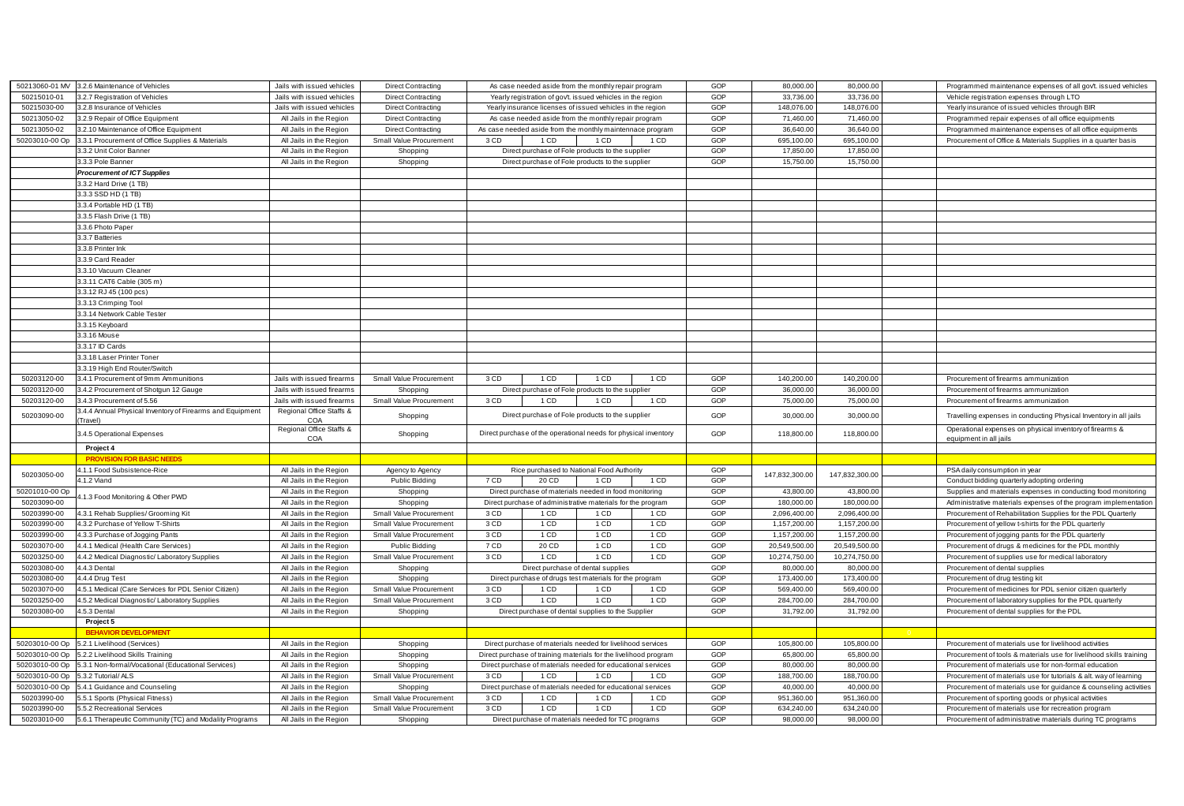| | | | | | | | | | | | | |
|---|---|---|---|---|---|---|---|---|---|---|---|---|
| 50213060-01 MV | 3.2.6 Maintenance of Vehicles | Jails with issued vehicles | Direct Contracting | As case needed aside from the monthly repair program | | | | GOP | 80,000.00 | 80,000.00 | | Programmed maintenance expenses of all govt. issued vehicles |
| 50215010-01 | 3.2.7 Registration of Vehicles | Jails with issued vehicles | Direct Contracting | Yearly registration of gov't. issued vehicles in the region | | | | GOP | 33,736.00 | 33,736.00 | | Vehicle registration expenses through LTO |
| 50215030-00 | 3.2.8 Insurance of Vehicles | Jails with issued vehicles | Direct Contracting | Yearly insurance licenses of issued vehicles in the region | | | | GOP | 148,076.00 | 148,076.00 | | Yearly insurance of issued vehicles through BIR |
| 50213050-02 | 3.2.9 Repair of Office Equipment | All Jails in the Region | Direct Contracting | As case needed aside from the monthly repair program | | | | GOP | 71,460.00 | 71,460.00 | | Programmed repair expenses of all office equipments |
| 50213050-02 | 3.2.10 Maintenance of Office Equipment | All Jails in the Region | Direct Contracting | As case needed aside from the monthly maintennace program | | | | GOP | 36,640.00 | 36,640.00 | | Programmed maintenance expenses of all office equipments |
| 50203010-00 Op | 3.3.1 Procurement of Office Supplies & Materials | All Jails in the Region | Small Value Procurement | 3 CD | 1 CD | 1 CD | 1 CD | GOP | 695,100.00 | 695,100.00 | | Procurement of Office & Materials Supplies in a quarter basis |
| | 3.3.2 Unit Color Banner | All Jails in the Region | Shopping | Direct purchase of Fole products to the supplier | | | | GOP | 17,850.00 | 17,850.00 | | |
| | 3.3.3 Pole Banner | All Jails in the Region | Shopping | Direct purchase of Fole products to the supplier | | | | GOP | 15,750.00 | 15,750.00 | | |
| | ***Procurement of ICT Supplies*** | | | | | | | | | | | |
| | 3.3.2 Hard Drive (1 TB) | | | | | | | | | | | |
| | 3.3.3 SSD HD (1 TB) | | | | | | | | | | | |
| | 3.3.4 Portable HD (1 TB) | | | | | | | | | | | |
| | 3.3.5 Flash Drive (1 TB) | | | | | | | | | | | |
| | 3.3.6 Photo Paper | | | | | | | | | | | |
| | 3.3.7 Batteries | | | | | | | | | | | |
| | 3.3.8 Printer Ink | | | | | | | | | | | |
| | 3.3.9 Card Reader | | | | | | | | | | | |
| | 3.3.10 Vacuum Cleaner | | | | | | | | | | | |
| | 3.3.11 CAT6 Cable (305 m) | | | | | | | | | | | |
| | 3.3.12 RJ 45 (100 pcs) | | | | | | | | | | | |
| | 3.3.13 Crimping Tool | | | | | | | | | | | |
| | 3.3.14 Network Cable Tester | | | | | | | | | | | |
| | 3.3.15 Keyboard | | | | | | | | | | | |
| | 3.3.16 Mouse | | | | | | | | | | | |
| | 3.3.17 ID Cards | | | | | | | | | | | |
| | 3.3.18 Laser Printer Toner | | | | | | | | | | | |
| | 3.3.19 High End Router/Switch | | | | | | | | | | | |
| 50203120-00 | 3.4.1 Procurement of 9mm Ammunitions | Jails with issued firearms | Small Value Procurement | 3 CD | 1 CD | 1 CD | 1 CD | GOP | 140,200.00 | 140,200.00 | | Procurement of firearms ammunization |
| 50203120-00 | 3.4.2 Procurement of Shotgun 12 Gauge | Jails with issued firearms | Shopping | Direct purchase of Fole products to the supplier | | | | GOP | 36,000.00 | 36,000.00 | | Procurement of firearms ammunization |
| 50203120-00 | 3.4.3 Procurement of 5.56 | Jails with issued firearms | Small Value Procurement | 3 CD | 1 CD | 1 CD | 1 CD | GOP | 75,000.00 | 75,000.00 | | Procurement of firearms ammunization |
| 50203090-00 | 3.4.4 Annual Physical Inventory of Firearms and Equipment (Travel) | Regional Office Staffs & COA | Shopping | Direct purchase of Fole products to the supplier | | | | GOP | 30,000.00 | 30,000.00 | | Travelling expenses in conducting Physical Inventory in all jails |
| | 3.4.5 Operational Expenses | Regional Office Staffs & COA | Shopping | Direct purchase of the operational needs for physical inventory | | | | GOP | 118,800.00 | 118,800.00 | | Operational expenses on physical inventory of firearms & equipment in all jails |
| | **Project 4** | | | | | | | | | | | |
| | **PROVISION FOR BASIC NEEDS** | | | | | | | | | | | |
| 50203050-00 | 4.1.1 Food Subsistence-Rice | All Jails in the Region | Agency to Agency | Rice purchased to National Food Authority | | | | GOP | 147,832,300.00 | 147,832,300.00 | | PSA daily consumption in year |
| | 4.1.2 Viand | All Jails in the Region | Public Bidding | 7 CD | 20 CD | 1 CD | 1 CD | GOP | | | | Conduct bidding quarterly adopting ordering |
| 50201010-00 Op | 4.1.3 Food Monitoring & Other PWD | All Jails in the Region | Shopping | Direct purchase of materials needed in food monitoring | | | | GOP | 43,800.00 | 43,800.00 | | Supplies and materials expenses in conducting food monitoring |
| 50203090-00 | | All Jails in the Region | Shopping | Direct purchase of administrative materials for the program | | | | GOP | 180,000.00 | 180,000.00 | | Administrative materials expenses of the program implementation |
| 50203990-00 | 4.3.1 Rehab Supplies/ Grooming Kit | All Jails in the Region | Small Value Procurement | 3 CD | 1 CD | 1 CD | 1 CD | GOP | 2,096,400.00 | 2,096,400.00 | | Procurement of Rehabilitation Supplies for the PDL Quarterly |
| 50203990-00 | 4.3.2 Purchase of Yellow T-Shirts | All Jails in the Region | Small Value Procurement | 3 CD | 1 CD | 1 CD | 1 CD | GOP | 1,157,200.00 | 1,157,200.00 | | Procurement of yellow t-shirts for the PDL quarterly |
| 50203990-00 | 4.3.3 Purchase of Jogging Pants | All Jails in the Region | Small Value Procurement | 3 CD | 1 CD | 1 CD | 1 CD | GOP | 1,157,200.00 | 1,157,200.00 | | Procurement of jogging pants for the PDL quarterly |
| 50203070-00 | 4.4.1 Medical (Health Care Services) | All Jails in the Region | Public Bidding | 7 CD | 20 CD | 1 CD | 1 CD | GOP | 20,549,500.00 | 20,549,500.00 | | Procurement of drugs & medicines for the PDL monthly |
| 50203250-00 | 4.4.2 Medical Diagnostic/ Laboratory Supplies | All Jails in the Region | Small Value Procurement | 3 CD | 1 CD | 1 CD | 1 CD | GOP | 10,274,750.00 | 10,274,750.00 | | Procurement of supplies use for medical laboratory |
| 50203080-00 | 4.4.3 Dental | All Jails in the Region | Shopping | Direct purchase of dental supplies | | | | GOP | 80,000.00 | 80,000.00 | | Procurement of dental supplies |
| 50203080-00 | 4.4.4 Drug Test | All Jails in the Region | Shopping | Direct purchase of drugs test materials for the program | | | | GOP | 173,400.00 | 173,400.00 | | Procurement of drug testing kit |
| 50203070-00 | 4.5.1 Medical (Care Services for PDL Senior Citizen) | All Jails in the Region | Small Value Procurement | 3 CD | 1 CD | 1 CD | 1 CD | GOP | 569,400.00 | 569,400.00 | | Procurement of medicines for PDL senior citizen quarterly |
| 50203250-00 | 4.5.2 Medical Diagnostic/ Laboratory Supplies | All Jails in the Region | Small Value Procurement | 3 CD | 1 CD | 1 CD | 1 CD | GOP | 284,700.00 | 284,700.00 | | Procurement of laboratory supplies for the PDL quarterly |
| 50203080-00 | 4.5.3 Dental | All Jails in the Region | Shopping | Direct purchase of dental supplies to the Supplier | | | | GOP | 31,792.00 | 31,792.00 | | Procurement of dental supplies for the PDL |
| | **Project 5** | | | | | | | | | | | |
| | **BEHAVIOR DEVELOPMENT** | | | | | | | | | | | |
| 50203010-00 Op | 5.2.1 Livelihood (Services) | All Jails in the Region | Shopping | Direct purchase of materials needed for livelihood services | | | | GOP | 105,800.00 | 105,800.00 | | Procurement of materials use for livelihood activities |
| 50203010-00 Op | 5.2.2 Livelihood Skills Training | All Jails in the Region | Shopping | Direct purchase of training materials for the livelihood program | | | | GOP | 65,800.00 | 65,800.00 | | Procurement of tools & materials use for livelihood skills training |
| 50203010-00 Op | 5.3.1 Non-formal/Vocational (Educational Services) | All Jails in the Region | Shopping | Direct purchase of materials needed for educational services | | | | GOP | 80,000.00 | 80,000.00 | | Procurement of materials use for non-formal education |
| 50203010-00 Op | 5.3.2 Tutorial/ ALS | All Jails in the Region | Small Value Procurement | 3 CD | 1 CD | 1 CD | 1 CD | GOP | 188,700.00 | 188,700.00 | | Procurement of materials use for tutorials & alt. way of learning |
| 50203010-00 Op | 5.4.1 Guidance and Counseling | All Jails in the Region | Shopping | Direct purchase of materials needed for educational services | | | | GOP | 40,000.00 | 40,000.00 | | Procurement of materials use for guidance & counseling activities |
| 50203990-00 | 5.5.1 Sports (Physical Fitness) | All Jails in the Region | Small Value Procurement | 3 CD | 1 CD | 1 CD | 1 CD | GOP | 951,360.00 | 951,360.00 | | Procurement of sporting goods or physical activities |
| 50203990-00 | 5.5.2 Recreational Services | All Jails in the Region | Small Value Procurement | 3 CD | 1 CD | 1 CD | 1 CD | GOP | 634,240.00 | 634,240.00 | | Procurement of materials use for recreation program |
| 50203010-00 | 5.6.1 Therapeutic Community (TC) and Modality Programs | All Jails in the Region | Shopping | Direct purchase of materials needed for TC programs | | | | GOP | 98,000.00 | 98,000.00 | | Procurement of administrative materials during TC programs |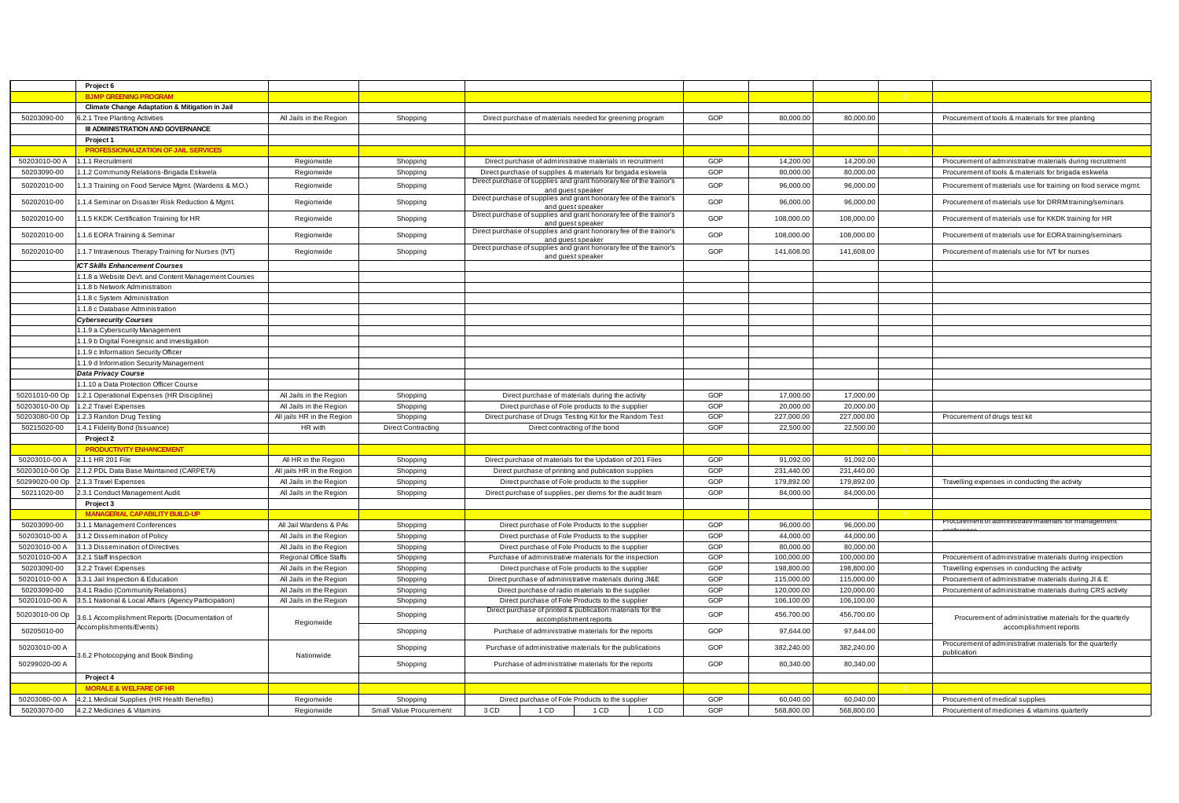| | | | | | | | | | | | | |
|---|---|---|---|---|---|---|---|---|---|---|---|---|
| | **Project 6** | | | | | | | | | | | |
| | **BJMP GREENING PROGRAM** | | | | | | | | | | | |
| | **Climate Change Adaptation & Mitigation in Jail** | | | | | | | | | | | |
| 50203090-00 | 6.2.1 Tree Planting Activities | All Jails in the Region | Shopping | Direct purchase of materials needed for greening program | | | | GOP | 80,000.00 | 80,000.00 | | Procurement of tools & materials for tree planting |
| | **III ADMINISTRATION AND GOVERNANCE** | | | | | | | | | | | |
| | **Project 1** | | | | | | | | | | | |
| | **PROFESSIONALIZATION OF JAIL SERVICES** | | | | | | | | | | | |
| 50203010-00 A | 1.1.1 Recruitment | Regionwide | Shopping | Direct purchase of administrative materials in recruitment | | | | GOP | 14,200.00 | 14,200.00 | | Procurement of administrative materials during recruitment |
| 50203090-00 | 1.1.2 Community Relations-Brigada Eskwela | Regionwide | Shopping | Direct purchase of supplies & materials for brigada eskwela | | | | GOP | 80,000.00 | 80,000.00 | | Procurement of tools & materials for brigada eskwela |
| 50202010-00 | 1.1.3 Training on Food Service Mgmt. (Wardens & M.O.) | Regionwide | Shopping | Direct purchase of supplies and grant honorary fee of the trainor's and guest speaker | | | | GOP | 96,000.00 | 96,000.00 | | Procurement of materials use for training on food service mgmt. |
| 50202010-00 | 1.1.4 Seminar on Disaster Risk Reduction & Mgmt. | Regionwide | Shopping | Direct purchase of supplies and grant honorary fee of the trainor's and guest speaker | | | | GOP | 96,000.00 | 96,000.00 | | Procurement of materials use for DRRM training/seminars |
| 50202010-00 | 1.1.5 KKDK Certification Training for HR | Regionwide | Shopping | Direct purchase of supplies and grant honorary fee of the trainor's and guest speaker | | | | GOP | 108,000.00 | 108,000.00 | | Procurement of materials use for KKDK training for HR |
| 50202010-00 | 1.1.6 EORA Training & Seminar | Regionwide | Shopping | Direct purchase of supplies and grant honorary fee of the trainor's and guest speaker | | | | GOP | 108,000.00 | 108,000.00 | | Procurement of materials use for EORA training/seminars |
| 50202010-00 | 1.1.7 Intravenous Therapy Training for Nurses (IVT) | Regionwide | Shopping | Direct purchase of supplies and grant honorary fee of the trainor's and guest speaker | | | | GOP | 141,608.00 | 141,608.00 | | Procurement of materials use for IVT for nurses |
| | *ICT Skills Enhancement Courses* | | | | | | | | | | | |
| | 1.1.8 a Website Dev't. and Content Management Courses | | | | | | | | | | | |
| | 1.1.8 b Network Administration | | | | | | | | | | | |
| | 1.1.8 c System Administration | | | | | | | | | | | |
| | 1.1.8 c Database Administration | | | | | | | | | | | |
| | *Cybersecurity Courses* | | | | | | | | | | | |
| | 1.1.9 a Cyberscurity Management | | | | | | | | | | | |
| | 1.1.9 b Digital Foreignsic and investigation | | | | | | | | | | | |
| | 1.1.9 c Information Security Officer | | | | | | | | | | | |
| | 1.1.9 d Information Security Management | | | | | | | | | | | |
| | *Data Privacy Course* | | | | | | | | | | | |
| | 1.1.10 a Data Protection Officer Course | | | | | | | | | | | |
| 50201010-00 Op | 1.2.1 Operational Expenses (HR Discipline) | All Jails in the Region | Shopping | Direct purchase of materials during the activity | | | | GOP | 17,000.00 | 17,000.00 | | |
| 50203010-00 Op | 1.2.2 Travel Expenses | All Jails in the Region | Shopping | Direct purchase of Fole products to the supplier | | | | GOP | 20,000.00 | 20,000.00 | | |
| 50203080-00 Op | 1.2.3 Randon Drug Testing | All jails HR in the Region | Shopping | Direct purchase of Drugs Testing Kit for the Random Test | | | | GOP | 227,000.00 | 227,000.00 | | Procurement of drugs test kit |
| 50215020-00 | 1.4.1 Fidelity Bond (Issuance) | HR with | Direct Contracting | Direct contracting of the bond | | | | GOP | 22,500.00 | 22,500.00 | | |
| | **Project 2** | | | | | | | | | | | |
| | **PRODUCTIVITY ENHANCEMENT** | | | | | | | | | | | |
| 50203010-00 A | 2.1.1 HR 201 File | All HR in the Region | Shopping | Direct purchase of materials for the Updation of 201 Files | | | | GOP | 91,092.00 | 91,092.00 | | |
| 50203010-00 Op | 2.1.2 PDL Data Base Maintained (CARPETA) | All jails HR in the Region | Shopping | Direct purchase of printing and publication supplies | | | | GOP | 231,440.00 | 231,440.00 | | |
| 50299020-00 Op | 2.1.3 Travel Expenses | All Jails in the Region | Shopping | Direct purchase of Fole products to the supplier | | | | GOP | 179,892.00 | 179,892.00 | | Travelling expenses in conducting the activity |
| 50211020-00 | 2.3.1 Conduct Management Audit | All Jails in the Region | Shopping | Direct purchase of supplies, per diems for the audit team | | | | GOP | 84,000.00 | 84,000.00 | | |
| | **Project 3** | | | | | | | | | | | |
| | **MANAGERIAL CAPABILITY BUILD-UP** | | | | | | | | | | | |
| 50203090-00 | 3.1.1 Management Conferences | All Jail Wardens & PAs | Shopping | Direct purchase of Fole Products to the supplier | | | | GOP | 96,000.00 | 96,000.00 | | Procurement of administrativ materials for management conference |
| 50203010-00 A | 3.1.2 Dissemination of Policy | All Jails in the Region | Shopping | Direct purchase of Fole Products to the supplier | | | | GOP | 44,000.00 | 44,000.00 | | |
| 50203010-00 A | 3.1.3 Dissemination of Directives | All Jails in the Region | Shopping | Direct purchase of Fole Products to the supplier | | | | GOP | 80,000.00 | 80,000.00 | | |
| 50201010-00 A | 3.2.1 Staff Inspection | Regional Office Staffs | Shopping | Purchase of administrative materials for the inspection | | | | GOP | 100,000.00 | 100,000.00 | | Procurement of administrative materials during inspection |
| 50203090-00 | 3.2.2 Travel Expenses | All Jails in the Region | Shopping | Direct purchase of Fole products to the supplier | | | | GOP | 198,800.00 | 198,800.00 | | Travelling expenses in conducting the activity |
| 50201010-00 A | 3.3.1 Jail Inspection & Education | All Jails in the Region | Shopping | Direct purchase of administrative materials during JI&E | | | | GOP | 115,000.00 | 115,000.00 | | Procurement of administrative materials during JI & E |
| 50203090-00 | 3.4.1 Radio (Community Relations) | All Jails in the Region | Shopping | Direct purchase of radio materials to the supplier | | | | GOP | 120,000.00 | 120,000.00 | | Procurement of administrative materials during CRS activity |
| 50201010-00 A | 3.5.1 National & Local Affairs (Agency Participation) | All Jails in the Region | Shopping | Direct purchase of Fole Products to the supplier | | | | GOP | 106,100.00 | 106,100.00 | | |
| 50203010-00 Op | 3.6.1 Accomplishment Reports (Documentation of Accomplishments/Events) | Regionwide | Shopping | Direct purchase of printed & publication materials for the accomplishment reports | | | | GOP | 456,700.00 | 456,700.00 | | Procurement of administrative materials for the quarterly accomplishment reports |
| 50205010-00 | | | Shopping | Purchase of administrative materials for the reports | | | | GOP | 97,644.00 | 97,644.00 | | |
| 50203010-00 A | 3.6.2 Photocopying and Book Binding | Nationwide | Shopping | Purchase of administrative materials for the publications | | | | GOP | 382,240.00 | 382,240.00 | | Procurement of administrative materials for the quarterly publication |
| 50299020-00 A | | | Shopping | Purchase of administrative materials for the reports | | | | GOP | 80,340.00 | 80,340.00 | | |
| | **Project 4** | | | | | | | | | | | |
| | **MORALE & WELFARE OF HR** | | | | | | | | | | | |
| 50203080-00 A | 4.2.1 Medical Supplies (HR Health Benefits) | Regionwide | Shopping | Direct purchase of Fole Products to the supplier | | | | GOP | 60,040.00 | 60,040.00 | | Procurement of medical supplies |
| 50203070-00 | 4.2.2 Medicines & Vitamins | Regionwide | Small Value Procurement | 3 CD | 1 CD | 1 CD | 1 CD | GOP | 568,800.00 | 568,800.00 | | Procurement of medicines & vitamins quarterly |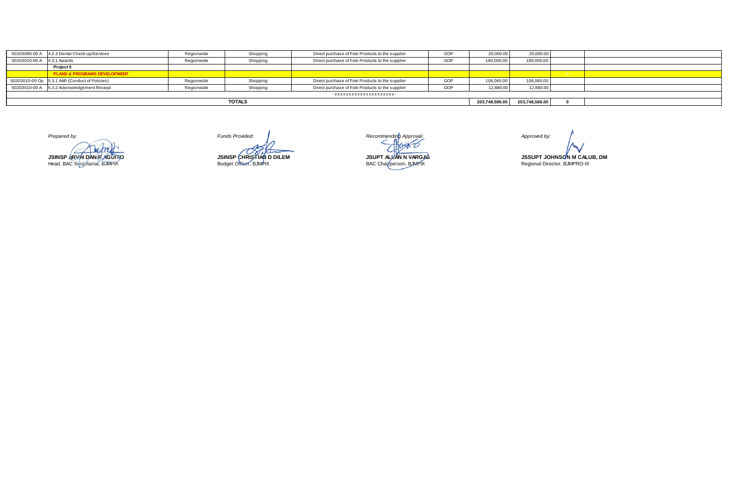| | | | | | | | | | |
|---|---|---|---|---|---|---|---|---|---|
| 50203080-00 A | 4.2.3 Dental Check-up/Services | Regionwide | Shopping | Direct purchase of Fole Products to the supplier | GOP | 20,000.00 | 20,000.00 | | |
| 50203010-00 A | 4.3.1 Awards | Regionwide | Shopping | Direct purchase of Fole Products to the supplier | GOP | 180,000.00 | 180,000.00 | | |
| | **Project 5** | | | | | | | | |
| | **PLANS & PROGRAMS DEVELOPMENT** | | | | | | | | |
| 50203010-00 Op | 5.3.1 AAR (Conduct of Policies) | Regionwide | Shopping | Direct purchase of Fole Products to the supplier | GOP | 106,060.00 | 106,060.00 | | |
| 50203010-00 A | 5.3.2 Acknowledgement Receipt | Regionwide | Shopping | Direct purchase of Fole Products to the supplier | GOP | 12,880.00 | 12,880.00 | | |
| | | | | -xxxxxxxxxxxxxxxxxxxxx- | | | | | |
| | | | **TOTALS** | | | **203,748,586.00** | **203,748,586.00** | **0** | |

*Prepared by:*

**JSINSP ARVIN DAN R AGUITO**
Head, BAC Secretariat, BJMPIX

*Funds Provided:*

**JSINSP CHRISTIAN D DILEM**
Budget Officer, BJMPIX

*Recommending Approval:*

**JSUPT ALLAN N VARGAS**
BAC Chairperson, BJMPIX

*Approved by:*

**JSSUPT JOHNSON M CALUB, DM**
Regional Director, BJMPRO-IX